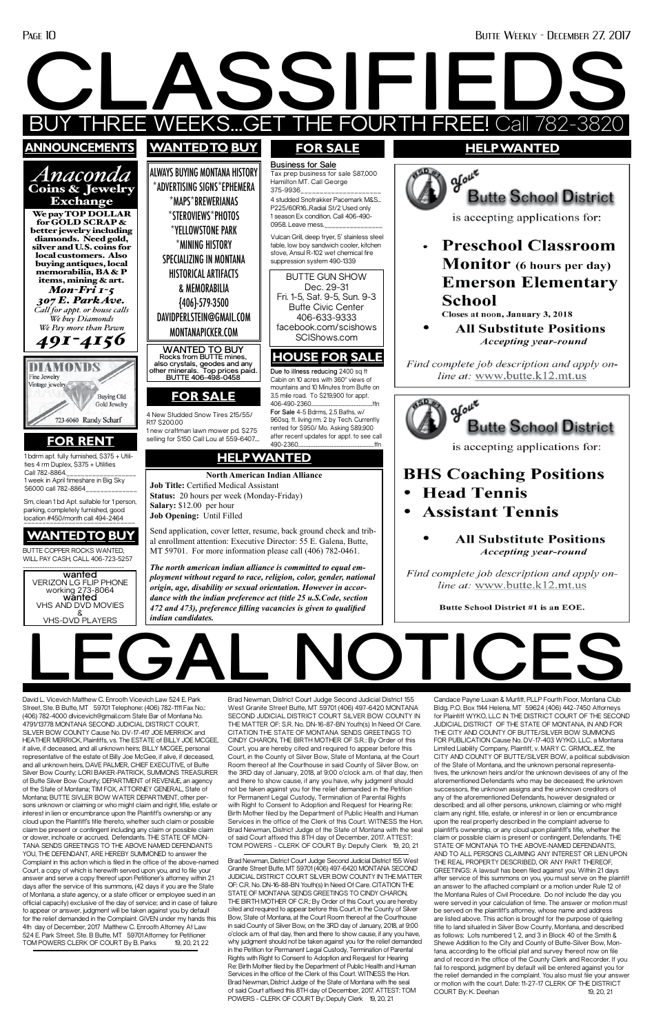# CLASSIFIEDS

## BUY THREE WEEKS...GET THE FOURTH FREE! Call 782-3820

## ANNOUNCEMENTS

*Anaconda*
**Coins & Jewelry Exchange**

**We pay TOP DOLLAR for GOLD SCRAP & better jewelry including diamonds. Need gold, silver and U.S. coins for local customers. Also buying antiques, local memorabilia, BA & P items, mining & art.**

*Mon-Fri 1-5*
*307 E. Park Ave.*
*Call for appt. or house calls*
*We buy Diamonds*
*We Pay more than Pawn*
*491-4156*

**DIAMONDS**
Fine Jewelry
Vintage jewelry
Buying Old Gold Jewelry
723-6060 Randy Scharf

## FOR RENT

1 bdrm apt. fully furnished, $375 + Utilities 4 rm Duplex, $375 + Utilities Call 782-8864

1 week in April timeshare in Big Sky $6000 call 782-8864

Sm, clean 1 bd Apt. suitable for 1 person, parking, completely furnished, good location #450/month call 494-2464

## WANTED TO BUY

BUTTE COPPER ROCKS WANTED, WILL PAY CASH, CALL 406-723-5257

**wanted**
VERIZON LG FLIP PHONE working 273-8064

**wanted**
VHS AND DVD MOVIES
&
VHS-DVD PLAYERS

## WANTED TO BUY

ALWAYS BUYING MONTANA HISTORY
*ADVERTISING SIGNS*EPHEMERA
*MAPS*BREWERIANAS
*STEROVIEWS*PHOTOS
*YELLOWSTONE PARK
*MINING HISTORY
SPECIALIZING IN MONTANA HISTORICAL ARTIFACTS & MEMORABILIA
{406}-579-3500
DAVIDPERLSTEIN@GMAIL.COM
MONTANAPICKER.COM

**WANTED TO BUY**
**Rocks from BUTTE mines, also crystals, geodes and any other minerals. Top prices paid. BUTTE 406-498-0458**

## FOR SALE

4 New Studded Snow Tires 215/55/ R17 $200.00

1 new craftman lawn mower pd. $275 selling for $150 Call Lou at 559-6407...

## FOR SALE

**Business for Sale**
Tax prep business for sale $87,000 Hamilton MT. Call George 375-9936

4 studded Snotrakker Pacemark M&S... P225/60R16..Radial St/2 Used only 1 season Ex condition. Call 406-490-0958. Leave mess.

Vulcan Grill, deep fryer, 5' stainless steel table, low boy sandwich cooler, kitchen stove, Ansul R-102 wet chemical fire suppression system 490-1339

BUTTE GUN SHOW
Dec. 29-31
Fri. 1-5, Sat. 9-5, Sun. 9-3
Butte Civic Center
406-633-9333
facebook.com/scishows
SCIShows.com

## HOUSE FOR SALE

**Due to illness reducing** 2400 sq ft Cabin on 10 acres with 360° views of mountains and 10 Minutes from Butte on 3.5 mile road. To $219,900 for appt. 406-490-2360...tfn

**For Sale** 4-5 Bdrms, 2.5 Baths, w/ 960sq. ft. living rm. 2 by Tech. Currently rented for $950/ Mo. Asking $89,900 after recent updates for appt. to see call 490-2360...tfn

## HELP WANTED

**North American Indian Alliance**
**Job Title:** Certified Medical Assistant
**Status:** 20 hours per week (Monday-Friday)
**Salary:** $12.00 per hour
**Job Opening:** Until Filled

Send application, cover letter, resume, back ground check and tribal enrollment attention: Executive Director: 55 E. Galena, Butte, MT 59701. For more information please call (406) 782-0461.

***The north american indian alliance is committed to equal employment without regard to race, religion, color, gender, national origin, age, disability or sexual orientation. However in accordance with the indian preference act (title 25 u.S.Code, section 472 and 473), preference filling vacancies is given to qualified indian candidates.***

## HELP WANTED

Your Butte School District
is accepting applications for:

- **Preschool Classroom Monitor (6 hours per day) Emerson Elementary School**
  **Closes at noon, January 3, 2018**
- **All Substitute Positions**
  ***Accepting year-round***

*Find complete job description and apply on-line at: www.butte.k12.mt.us*

Your Butte School District
is accepting applications for:

**BHS Coaching Positions**
- **Head Tennis**
- **Assistant Tennis**
- **All Substitute Positions**
  ***Accepting year-round***

*Find complete job description and apply on-line at: www.butte.k12.mt.us*

**Butte School District #1 is an EOE.**

# LEGAL NOTICES

David L. Vicevich Matthew C. Enrooth Vicevich Law 524 E. Park Street, Ste. B Butte, MT 59701 Telephone: (406) 782-1111 Fax No.: (406) 782-4000 dlvicevich@gmail.com State Bar of Montana No. 4791/13778 MONTANA SECOND JUDICIAL DISTRICT COURT, SILVER BOW COUNTY Cause No. DV-17-417 JOE MERRICK and HEATHER MERRICK, Plaintiffs, vs. The ESTATE of BILLY JOE MCGEE, if alive, if deceased, and all unknown heirs; BILLY MCGEE, personal representative of the estate of Billy Joe McGee, if alive, if deceased, and all unknown heirs, DAVE PALMER, CHIEF EXECUTIVE, of Butte Silver Bow County; LORI BAKER-PATRICK, SUMMONS TREASURER of Butte Silver Bow County; DEPARTMENT of REVENUE, an agency of the State of Montana; TIM FOX, ATTORNEY GENERAL, State of Montana; BUTTE SIVLER BOW WATER DEPARTMENT, other persons unknown or claiming or who might claim and right, title, estate or interest in lien or encumbrance upon the Plaintiff's ownership or any cloud upon the Plaintiff's title thereto, whether such claim or possible claim be present or contingent including any claim or possible claim or dower, inchoate or accrued, Defendants. THE STATE OF MONTANA SENDS GREETINGS TO THE ABOVE NAMED DEFENDANTS YOU, THE DEFENDANT, ARE HEREBY SUMMONED to answer the Complaint in this action which is filed in the office of the above-named Court, a copy of which is herewith served upon you, and to file your answer and serve a copy thereof upon Petitioner's attorney within 21 days after the service of this summons, (42 days if you are the State of Montana, a state agency, or a state officer or employee sued in an official capacity) exclusive of the day of service; and in case of failure to appear or answer, judgment will be taken against you by default for the relief demanded in the Complaint. GIVEN under my hands this 4th day of December, 2017 Matthew C. Enrooth Attorney At Law 524 E. Park Street, Ste. B Butte, MT 59701 Attorney for Petitioner TOM POWERS CLERK OF COURT By B. Parks 19, 20, 21, 22

Brad Newman, District Court Judge Second Judicial District 155 West Granite Street Butte, MT 59701 (406) 497-6420 MONTANA SECOND JUDICIAL DISTRICT COURT SILVER BOW COUNTY IN THE MATTER OF: S.R. No. DN-16-87-BN Youth(s) In Need Of Care. CITATION THE STATE OF MONTANA SENDS GREETINGS TO CINDY CHARON, THE BIRTH MOTHER OF S.R.: By Order of this Court, you are hereby cited and required to appear before this Court, in the County of Silver Bow, State of Montana, at the Court Room thereof at the Courthouse in said County of Silver Bow, on the 3rd day of January, 2018, at 9:00 o'clock a.m. of that day, then and there to show cause, if any you have, why judgment should not be taken against you for the relief demanded in the Petition for Permanent Legal Custody, Termination of Parental Rights with Right to Consent to Adoption and Request for Hearing Re: Birth Mother filed by the Department of Public Health and Human Services in the office of the Clerk of this Court. WITNESS the Hon. Brad Newman, District Judge of the State of Montana with the seal of said Court affixed this 8TH day of December, 2017. ATTEST: TOM POWERS - CLERK OF COURT By: Deputy Clerk 19, 20, 21

Brad Newman, District Court Judge Second Judicial District 155 West Granite Street Butte, MT 59701 (406) 497-6420 MONTANA SECOND JUDICIAL DISTRICT COURT SILVER BOW COUNTY IN THE MATTER OF: C.R. No. DN-16-88-BN Youth(s) In Need Of Care. CITATION THE STATE OF MONTANA SENDS GREETINGS TO CINDY CHARON, THE BIRTH MOTHER OF C.R.: By Order of this Court, you are hereby cited and required to appear before this Court, in the County of Silver Bow, State of Montana, at the Court Room thereof at the Courthouse in said County of Silver Bow, on the 3RD day of January, 2018, at 9:00 o'clock a.m. of that day, then and there to show cause, if any you have, why judgment should not be taken against you for the relief demanded in the Petition for Permanent Legal Custody, Termination of Parental Rights with Right to Consent to Adoption and Request for Hearing Re: Birth Mother filed by the Department of Public Health and Human Services in the office of the Clerk of this Court. WITNESS the Hon. Brad Newman, District Judge of the State of Montana with the seal of said Court affixed this 8TH day of December, 2017. ATTEST: TOM POWERS - CLERK OF COURT By: Deputy Clerk 19, 20, 21

Candace Payne Luxan & Murfitt, PLLP Fourth Floor, Montana Club Bldg. P.O. Box 1144 Helena, MT 59624 (406) 442-7450 Attorneys for Plaintiff WYKO, LLC IN THE DISTRICT COURT OF THE SECOND JUDICIAL DISTRICT OF THE STATE OF MONTANA, IN AND FOR THE CITY AND COUNTY OF BUTTE/SILVER BOW SUMMONS FOR PUBLICATION Cause No. DV-17-403 WYKO, LLC, a Montana Limited Liability Company, Plaintiff, v. MARY C. GRMOLJEZ, the CITY AND COUNTY OF BUTTE/SILVER BOW, a political subdivision of the State of Montana, and the unknown personal representatives, the unknown heirs and/or the unknown devisees of any of the aforementioned Defendants who may be deceased; the unknown successors, the unknown assigns and the unknown creditors of any of the aforementioned Defendants, however designated or described; and all other persons, unknown, claiming or who might claim any right, title, estate, or interest in or lien or encumbrance upon the real property described in the complaint adverse to plaintiff's ownership, or any cloud upon plaintiff's title, whether the claim or possible claim is present or contingent, Defendants. THE STATE OF MONTANA TO THE ABOVE-NAMED DEFENDANTS, AND TO ALL PERSONS CLAIMING ANY INTEREST OR LIEN UPON THE REAL PROPERTY DESCRIBED, OR ANY PART THEREOF, GREETINGS: A lawsuit has been filed against you. Within 21 days after service of this summons on you, you must serve on the plaintiff an answer to the attached complaint or a motion under Rule 12 of the Montana Rules of Civil Procedure. Do not include the day you were served in your calculation of time. The answer or motion must be served on the plaintiff's attorney, whose name and address are listed above. This action is brought for the purpose of quieting title to land situated in Silver Bow County, Montana, and described as follows: Lots numbered 1, 2, and 3 in Block 40 of the Smith & Shewe Addition to the City and County of Butte-Silver Bow, Montana, according to the official plat and survey thereof now on file and of record in the office of the County Clerk and Recorder. If you fail to respond, judgment by default will be entered against you for the relief demanded in the complaint. You also must file your answer or motion with the court. Date: 11-27-17 CLERK OF THE DISTRICT COURT By: K. Deehan 19, 20, 21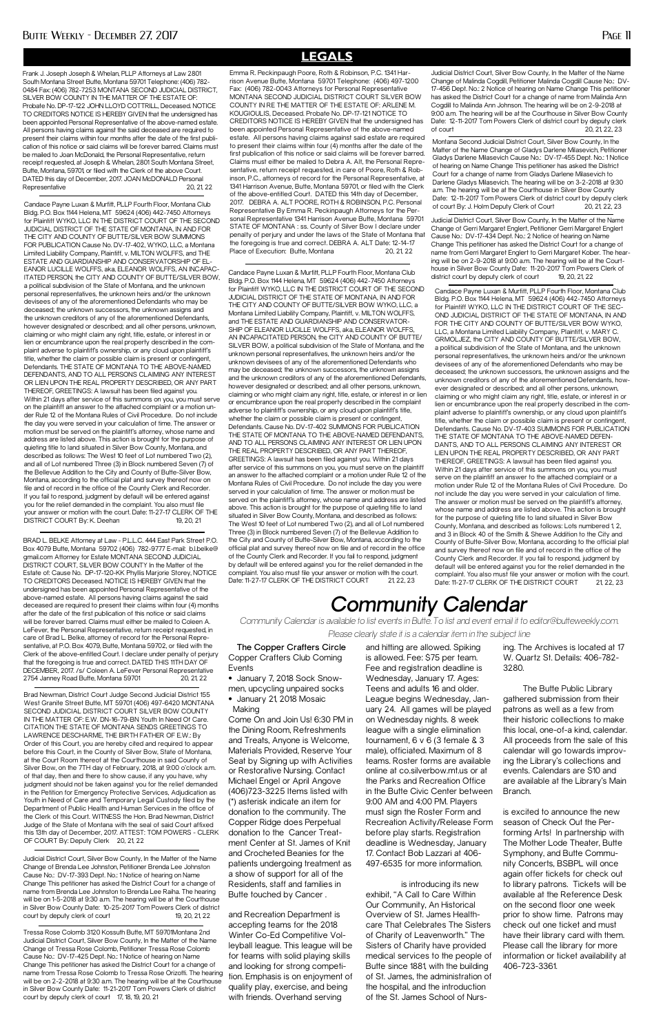# LEGALS

Frank J. Joseph Joseph & Whelan, PLLP Attorneys at Law 2801 South Montana Street Butte, Montana 59701 Telephone: (406) 782-0484 Fax: (406) 782-7253 MONTANA SECOND JUDICIAL DISTRICT, SILVER BOW COUNTY IN THE MATTER OF THE ESTATE OF: Probate No. DP-17-122 JOHN LLOYD COTTRILL, Deceased. NOTICE TO CREDITORS NOTICE IS HEREBY GIVEN that the undersigned has been appointed Personal Representative of the above-named estate. All persons having claims against the said deceased are required to present their claims within four months after the date of the first publication of this notice or said claims will be forever barred. Claims must be mailed to Joan McDonald, the Personal Representative, return receipt requested, at Joseph & Whelan, 2801 South Montana Street, Butte, Montana, 59701, or filed with the Clerk of the above Court. DATED this day of December, 2017. JOAN McDONALD Personal Representative 20, 21, 22

Candace Payne Luxan & Murfitt, PLLP Fourth Floor, Montana Club Bldg. P.O. Box 1144 Helena, MT 59624 (406) 442-7450 Attorneys for Plaintiff WYKO, LLC IN THE DISTRICT COURT OF THE SECOND JUDICIAL DISTRICT OF THE STATE OF MONTANA, IN AND FOR THE CITY AND COUNTY OF BUTTE/SILVER BOW SUMMONS FOR PUBLICATION Cause No. DV-17-402, WYKO, LLC, a Montana Limited Liability Company, Plaintiff, v. MILTON WOLFFS, and THE ESTATE AND GUARDIANSHIP AND CONSERVATORSHIP OF ELEANOR LUCILLE WOLFFS, aka, ELEANOR WOLFFS, AN INCAPACITATED PERSON, the CITY AND COUNTY OF BUTTE/SILVER BOW, a political subdivision of the State of Montana, and the unknown personal representatives, the unknown heirs and/or the unknown devisees of any of the aforementioned Defendants who may be deceased; the unknown successors, the unknown assigns and the unknown creditors of any of the aforementioned Defendants, however designated or described; and all other persons, unknown, claiming or who might claim any right, title, estate, or interest in or lien or encumbrance upon the real property described in the complaint adverse to plaintiff's ownership, or any cloud upon plaintiff's title, whether the claim or possible claim is present or contingent, Defendants. THE STATE OF MONTANA TO THE ABOVE-NAMED DEFENDANTS, AND TO ALL PERSONS CLAIMING ANY INTEREST OR LIEN UPON THE REAL PROPERTY DESCRIBED, OR ANY PART THEREOF, GREETINGS: A lawsuit has been filed against you. Within 21 days after service of this summons on you, you must serve on the plaintiff an answer to the attached complaint or a motion under Rule 12 of the Montana Rules of Civil Procedure. Do not include the day you were served in your calculation of time. The answer or motion must be served on the plaintiff's attorney, whose name and address are listed above. This action is brought for the purpose of quieting title to land situated in Silver Bow County, Montana, and described as follows: The West 10 feet of Lot numbered Two (2), and all of Lot numbered Three (3) in Block numbered Seven (7) of the Bellevue Addition to the City and County of Butte-Silver Bow, Montana, according to the official plat and survey thereof now on file and of record in the office of the County Clerk and Recorder. If you fail to respond, judgment by default will be entered against you for the relief demanded in the complaint. You also must file your answer or motion with the court. Date: 11-27-17 CLERK OF THE DISTRICT COURT By: K. Deehan 19, 20, 21

BRAD L. BELKE Attorney at Law - P.L.L.C. 444 East Park Street P.O. Box 4079 Butte, Montana 59702 (406) 782-9777 E-mail: b.l.belke@gmail.com Attorney for Estate MONTANA SECOND JUDICIAL DISTRICT COURT, SILVER BOW COUNTY In the Matter of the Estate of: Cause No. DP-17-120-KK Phyllis Marjorie Storey, NOTICE TO CREDITORS Deceased. NOTICE IS HEREBY GIVEN that the undersigned has been appointed Personal Representative of the above-named estate. All persons having claims against the said deceased are required to present their claims within four (4) months after the date of the first publication of this notice or said claims will be forever barred. Claims must either be mailed to Coleen A. LeFever, The Personal Representative, return receipt requested, in care of Brad L. Belke, attorney of record for the Personal Representative, at P.O. Box 4079, Butte, Montana 59702, or filed with the Clerk of the above-entitled Court. I declare under penalty of perjury that the foregoing is true and correct. DATED THIS 11TH DAY OF DECEMBER, 2017. /s/ Coleen A. LeFever Personal Representative 2754 Janney Road Butte, Montana 59701 20, 21, 22

Brad Newman, District Court Judge Second Judicial District 155 West Granite Street Butte, MT 59701 (406) 497-6420 MONTANA SECOND JUDICIAL DISTRICT COURT SILVER BOW COUNTY IN THE MATTER OF: E.W. DN-16-79-BN Youth In Need Of Care. CITATION THE STATE OF MONTANA SENDS GREETINGS TO LAWRENCE DESCHARME, THE BIRTH FATHER OF E.W.: By Order of this Court, you are hereby cited and required to appear before this Court, in the County of Silver Bow, State of Montana, at the Court Room thereof at the Courthouse in said County of Silver Bow, on the 7TH day of February, 2018, at 9:00 o'clock a.m. of that day, then and there to show cause, if any you have, why judgment should not be taken against you for the relief demanded in the Petition for Emergency Protective Services, Adjudication as Youth in Need of Care and Temporary Legal Custody filed by the Department of Public Health and Human Services in the office of the Clerk of this Court. WITNESS the Hon. Brad Newman, District Judge of the State of Montana with the seal of said Court affixed this 13th day of December, 2017. ATTEST: TOM POWERS - CLERK OF COURT By: Deputy Clerk 20, 21, 22

Judicial District Court, Silver Bow County, In the Matter of the Name Change of Brenda Lee Johnston, Petitioner Brenda Lee Johnston Cause No.: DV-17-393 Dept. No.: 1 Notice of hearing on Name Change This petitioner has asked the District Court for a change of name from Brenda Lee Johnston to Brenda Lee Raiha. The hearing will be on 1-5-2018 at 9:30 a.m. The hearing will be at the Courthouse in Silver Bow County Date: 10-25-2017 Tom Powers Clerk of district court by deputy clerk of court 19, 20, 21, 22

Tressa Rose Colomb 3120 Kossuth Butte, MT 59701Montana 2nd Judicial District Court, Silver Bow County, In the Matter of the Name Change of Tressa Rose Colomb, Petitioner Tressa Rose Colomb Cause No.: DV-17-425 Dept. No.: 1 Notice of hearing on Name Change This petitioner has asked the District Court for a change of name from Tressa Rose Colomb to Tressa Rose Orizotti. The hearing will be on 2-2-2018 at 9:30 a.m. The hearing will be at the Courthouse in Silver Bow County Date: 11-21-2017 Tom Powers Clerk of district court by deputy clerk of court 17, 18, 19, 20, 21

Emma R. Peckinpaugh Poore, Roth & Robinson, P.C. 1341 Harrison Avenue Butte, Montana 59701 Telephone: (406) 497-1200 Fax: (406) 782-0043 Attorneys for Personal Representative MONTANA SECOND JUDICIAL DISTRICT COURT SILVER BOW COUNTY IN RE THE MATTER OF THE ESTATE OF: ARLENE M. KOUGIOULIS, Deceased. Probate No. DP-17-121 NOTICE TO CREDITORS NOTICE IS HEREBY GIVEN that the undersigned has been appointed Personal Representative of the above-named estate. All persons having claims against said estate are required to present their claims within four (4) months after the date of the first publication of this notice or said claims will be forever barred. Claims must either be mailed to Debra A. Alt, the Personal Representative, return receipt requested, in care of Poore, Roth & Robinson, P.C., attorneys of record for the Personal Representative, at 1341 Harrison Avenue, Butte, Montana 59701, or filed with the Clerk of the above-entitled Court. DATED this 14th day of December, 2017. DEBRA A. ALT POORE, ROTH & ROBINSON, P.C. Personal Representative By Emma R. Peckinpaugh Attorneys for the Personal Representative 1341 Harrison Avenue Butte, Montana 59701 STATE OF MONTANA : ss. County of Silver Bow I declare under penalty of perjury and under the laws of the State of Montana that the foregoing is true and correct. DEBRA A. ALT Date: 12-14-17 Place of Execution: Butte, Montana 20, 21, 22

Candace Payne Luxan & Murfitt, PLLP Fourth Floor, Montana Club Bldg. P.O. Box 1144 Helena, MT 59624 (406) 442-7450 Attorneys for Plaintiff WYKO, LLC IN THE DISTRICT COURT OF THE SECOND JUDICIAL DISTRICT OF THE STATE OF MONTANA, IN AND FOR THE CITY AND COUNTY OF BUTTE/SILVER BOW WYKO, LLC, a Montana Limited Liability Company, Plaintiff, v. MILTON WOLFFS, and THE ESTATE AND GUARDIANSHIP AND CONSERVATORSHIP OF ELEANOR LUCILLE WOLFFS, aka, ELEANOR WOLFFS, AN INCAPACITATED PERSON, the CITY AND COUNTY OF BUTTE/SILVER BOW, a political subdivision of the State of Montana, and the unknown personal representatives, the unknown heirs and/or the unknown devisees of any of the aforementioned Defendants who may be deceased; the unknown successors, the unknown assigns and the unknown creditors of any of the aforementioned Defendants, however designated or described; and all other persons, unknown, claiming or who might claim any right, title, estate, or interest in or lien or encumbrance upon the real property described in the complaint adverse to plaintiff's ownership, or any cloud upon plaintiff's title, whether the claim or possible claim is present or contingent, Defendants. Cause No. DV-17-402 SUMMONS FOR PUBLICATION THE STATE OF MONTANA TO THE ABOVE-NAMED DEFENDANTS, AND TO ALL PERSONS CLAIMING ANY INTEREST OR LIEN UPON THE REAL PROPERTY DESCRIBED, OR ANY PART THEREOF, GREETINGS: A lawsuit has been filed against you. Within 21 days after service of this summons on you, you must serve on the plaintiff an answer to the attached complaint or a motion under Rule 12 of the Montana Rules of Civil Procedure. Do not include the day you were served in your calculation of time. The answer or motion must be served on the plaintiff's attorney, whose name and address are listed above. This action is brought for the purpose of quieting title to land situated in Silver Bow County, Montana, and described as follows: The West 10 feet of Lot numbered Two (2), and all of Lot numbered Three (3) in Block numbered Seven (7) of the Bellevue Addition to the City and County of Butte-Silver Bow, Montana, according to the official plat and survey thereof now on file and of record in the office of the County Clerk and Recorder. If you fail to respond, judgment by default will be entered against you for the relief demanded in the complaint. You also must file your answer or motion with the court. Date: 11-27-17 CLERK OF THE DISTRICT COURT 21, 22, 23

Judicial District Court, Silver Bow County, In the Matter of the Name Change of Malinda Cogdill, Petitioner Malinda Cogdill Cause No.: DV-17-456 Dept. No.: 2 Notice of hearing on Name Change This petitioner has asked the District Court for a change of name from Malinda Ann Cogdill to Malinda Ann Johnson. The hearing will be on 2-9-2018 at 9:00 a.m. The hearing will be at the Courthouse in Silver Bow County Date: 12-11-2017 Tom Powers Clerk of district court by deputy clerk of court 20, 21, 22, 23

Montana Second Judicial District Court, Silver Bow County, In the Matter of the Name Change of Gladys Darlene Milasevich, Petitioner Gladys Darlene Milasevich Cause No.: DV-17-455 Dept. No.: 1 Notice of hearing on Name Change This petitioner has asked the District Court for a change of name from Gladys Darlene Milasevich to Darlene Gladys Milasevich. The hearing will be on 3-2-2018 at 9:30 a.m. The hearing will be at the Courthouse in Silver Bow County Date: 12-11-2017 Tom Powers Clerk of district court by deputy clerk of court By: J. Holm Deputy Clerk of Court 20, 21, 22, 23

Judicial District Court, Silver Bow County, In the Matter of the Name Change of Gerri Margaret Englert, Petitioner Gerri Margaret Englert Cause No.: DV-17-434 Dept. No.: 2 Notice of hearing on Name Change This petitioner has asked the District Court for a change of name from Gerri Margaret Englert to Gerri Margaret Kober. The hearing will be on 2-9-2018 at 9:00 a.m. The hearing will be at the Courthouse in Silver Bow County Date: 11-20-2017 Tom Powers Clerk of district court by deputy clerk of court 19, 20, 21, 22

Candace Payne Luxan & Murfitt, PLLP Fourth Floor, Montana Club Bldg. P.O. Box 1144 Helena, MT 59624 (406) 442-7450 Attorneys for Plaintiff WYKO, LLC IN THE DISTRICT COURT OF THE SECOND JUDICIAL DISTRICT OF THE STATE OF MONTANA, IN AND FOR THE CITY AND COUNTY OF BUTTE/SILVER BOW WYKO, LLC, a Montana Limited Liability Company, Plaintiff, v. MARY C. GRMOLJEZ, the CITY AND COUNTY OF BUTTE/SILVER BOW, a political subdivision of the State of Montana, and the unknown personal representatives, the unknown heirs and/or the unknown devisees of any of the aforementioned Defendants who may be deceased; the unknown successors, the unknown assigns and the unknown creditors of any of the aforementioned Defendants, however designated or described; and all other persons, unknown, claiming or who might claim any right, title, estate, or interest in or lien or encumbrance upon the real property described in the complaint adverse to plaintiff's ownership, or any cloud upon plaintiff's title, whether the claim or possible claim is present or contingent, Defendants. Cause No. DV-17-403 SUMMONS FOR PUBLICATION THE STATE OF MONTANA TO THE ABOVE-NAMED DEFENDANTS, AND TO ALL PERSONS CLAIMING ANY INTEREST OR LIEN UPON THE REAL PROPERTY DESCRIBED, OR ANY PART THEREOF, GREETINGS: A lawsuit has been filed against you. Within 21 days after service of this summons on you, you must serve on the plaintiff an answer to the attached complaint or a motion under Rule 12 of the Montana Rules of Civil Procedure. Do not include the day you were served in your calculation of time. The answer or motion must be served on the plaintiff's attorney, whose name and address are listed above. This action is brought for the purpose of quieting title to land situated in Silver Bow County, Montana, and described as follows: Lots numbered 1, 2, and 3 in Block 40 of the Smith & Shewe Addition to the City and County of Butte-Silver Bow, Montana, according to the official plat and survey thereof now on file and of record in the office of the County Clerk and Recorder. If you fail to respond, judgment by default will be entered against you for the relief demanded in the complaint. You also must file your answer or motion with the court. Date: 11-27-17 CLERK OF THE DISTRICT COURT 21, 22, 23

# Community Calendar

*Community Calendar is available to list events in Butte. To list and event email it to editor@butteweekly.com. Please clearly state it is a calendar item in the subject line*

**The Copper Crafters Circle** Copper Crafters Club Coming Events

- January 7, 2018 Sock Snowmen, upcycling unpaired socks
- January 21, 2018 Mosaic Making

Come On and Join Us! 6:30 PM in the Dining Room, Refreshments and Treats, Anyone is Welcome, Materials Provided, Reserve Your Seat by Signing up with Activities or Restorative Nursing. Contact Michael Engel or April Angove (406)723-3225 Items listed with (*) asterisk indicate an item for donation to the community. The Copper Ridge does Perpetual donation to the Cancer Treatment Center at St. James of Knit and Crocheted Beanies for the patients undergoing treatment as a show of support for all of the Residents, staff and families in Butte touched by Cancer .

and Recreation Department is accepting teams for the 2018 Winter Co-Ed Competitive Volleyball league. This league will be for teams with solid playing skills and looking for strong competition. Emphasis is on enjoyment of quality play, exercise, and being with friends. Overhand serving and hitting are allowed. Spiking is allowed. Fee: $75 per team. Fee and registration deadline is Wednesday, January 17. Ages: Teens and adults 16 and older. League begins Wednesday, January 24. All games will be played on Wednesday nights. 8 week league with a single elimination tournament, 6 v 6 (3 female & 3 male), officiated. Maximum of 8 teams. Roster forms are available online at co.silverbow.mt.us or at the Parks and Recreation Office in the Butte Civic Center between 9:00 AM and 4:00 PM. Players must sign the Roster Form and Recreation Activity/Release Form before play starts. Registration deadline is Wednesday, January 17. Contact Bob Lazzari at 406-497-6535 for more information.

is introducing its new exhibit, "A Call to Care Within Our Community, An Historical Overview of St. James Healthcare That Celebrates The Sisters of Charity of Leavenworth." The Sisters of Charity have provided medical services to the people of Butte since 1881, with the building of St. James, the administration of the hospital, and the introduction of the St. James School of Nursing. The Archives is located at 17 W. Quartz St. Details: 406-782-3280.

The Butte Public Library gathered submission from their patrons as well as a few from their historic collections to make this local, one-of-a-kind, calendar. All proceeds from the sale of this calendar will go towards improving the Library's collections and events. Calendars are $10 and are available at the Library's Main Branch.

is excited to announce the new season of Check Out the Performing Arts! In partnership with The Mother Lode Theater, Butte Symphony, and Butte Community Concerts, BSBPL will once again offer tickets for check out to library patrons. Tickets will be available at the Reference Desk on the second floor one week prior to show time. Patrons may check out one ticket and must have their library card with them. Please call the library for more information or ticket availability at 406-723-3361.